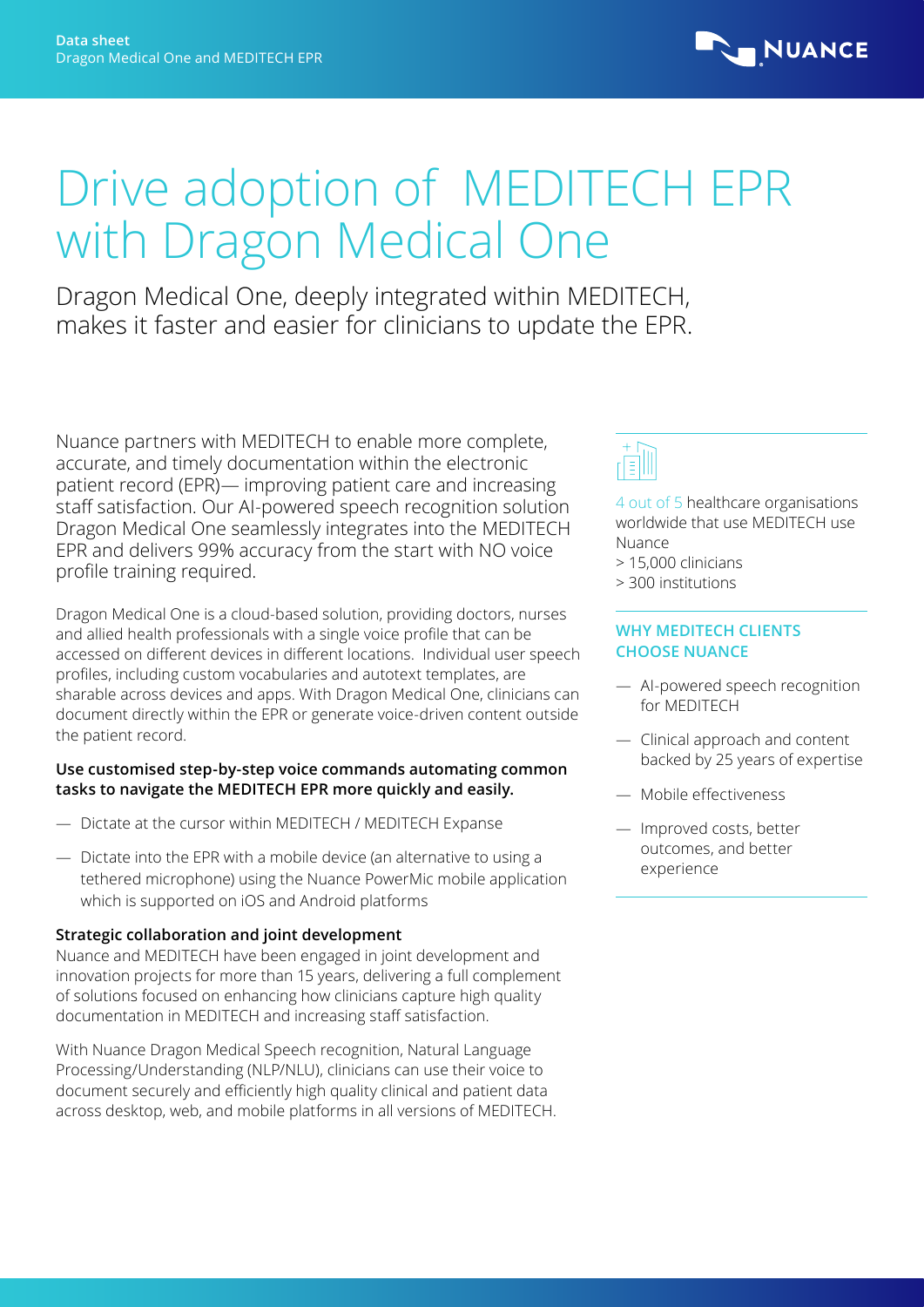# Drive adoption of MEDITECH EPR with Dragon Medical One

Dragon Medical One, deeply integrated within MEDITECH, makes it faster and easier for clinicians to update the EPR.

Nuance partners with MEDITECH to enable more complete, accurate, and timely documentation within the electronic patient record (EPR)— improving patient care and increasing staff satisfaction. Our AI-powered speech recognition solution Dragon Medical One seamlessly integrates into the MEDITECH EPR and delivers 99% accuracy from the start with NO voice profile training required.

Dragon Medical One is a cloud-based solution, providing doctors, nurses and allied health professionals with a single voice profile that can be accessed on different devices in different locations. Individual user speech profiles, including custom vocabularies and autotext templates, are sharable across devices and apps. With Dragon Medical One, clinicians can document directly within the EPR or generate voice-driven content outside the patient record.

**Use customised step-by-step voice commands automating common tasks to navigate the MEDITECH EPR more quickly and easily.**

- Dictate at the cursor within MEDITECH / MEDITECH Expanse
- Dictate into the EPR with a mobile device (an alternative to using a tethered microphone) using the Nuance PowerMic mobile application which is supported on iOS and Android platforms

**Strategic collaboration and joint development**

Nuance and MEDITECH have been engaged in joint development and innovation projects for more than 15 years, delivering a full complement of solutions focused on enhancing how clinicians capture high quality documentation in MEDITECH and increasing staff satisfaction.

With Nuance Dragon Medical Speech recognition, Natural Language Processing/Understanding (NLP/NLU), clinicians can use their voice to document securely and efficiently high quality clinical and patient data across desktop, web, and mobile platforms in all versions of MEDITECH.

4 out of 5 healthcare organisations worldwide that use MEDITECH use Nuance
> 15,000 clinicians
> 300 institutions

**WHY MEDITECH CLIENTS CHOOSE NUANCE**

- AI-powered speech recognition for MEDITECH
- Clinical approach and content backed by 25 years of expertise
- Mobile effectiveness
- Improved costs, better outcomes, and better experience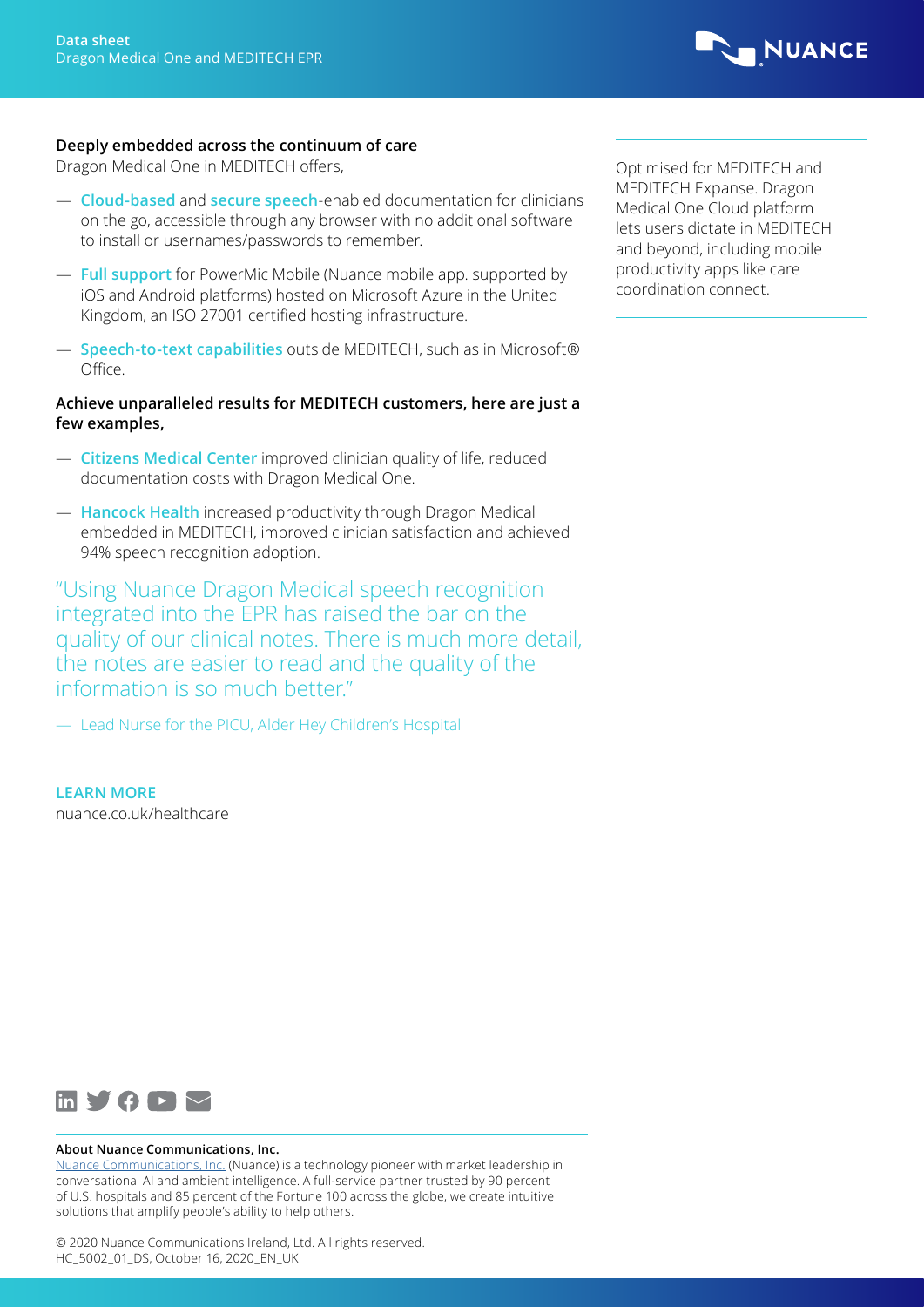## Deeply embedded across the continuum of care

Dragon Medical One in MEDITECH offers,

- **Cloud-based** and **secure speech**-enabled documentation for clinicians on the go, accessible through any browser with no additional software to install or usernames/passwords to remember.
- **Full support** for PowerMic Mobile (Nuance mobile app. supported by iOS and Android platforms) hosted on Microsoft Azure in the United Kingdom, an ISO 27001 certified hosting infrastructure.
- **Speech-to-text capabilities** outside MEDITECH, such as in Microsoft® Office.

Optimised for MEDITECH and MEDITECH Expanse. Dragon Medical One Cloud platform lets users dictate in MEDITECH and beyond, including mobile productivity apps like care coordination connect.

## Achieve unparalleled results for MEDITECH customers, here are just a few examples,

- **Citizens Medical Center** improved clinician quality of life, reduced documentation costs with Dragon Medical One.
- **Hancock Health** increased productivity through Dragon Medical embedded in MEDITECH, improved clinician satisfaction and achieved 94% speech recognition adoption.

> "Using Nuance Dragon Medical speech recognition integrated into the EPR has raised the bar on the quality of our clinical notes. There is much more detail, the notes are easier to read and the quality of the information is so much better."
>
> — Lead Nurse for the PICU, Alder Hey Children's Hospital

**LEARN MORE**
nuance.co.uk/healthcare

**About Nuance Communications, Inc.**
Nuance Communications, Inc. (Nuance) is a technology pioneer with market leadership in conversational AI and ambient intelligence. A full-service partner trusted by 90 percent of U.S. hospitals and 85 percent of the Fortune 100 across the globe, we create intuitive solutions that amplify people's ability to help others.

© 2020 Nuance Communications Ireland, Ltd. All rights reserved.
HC_5002_01_DS, October 16, 2020_EN_UK